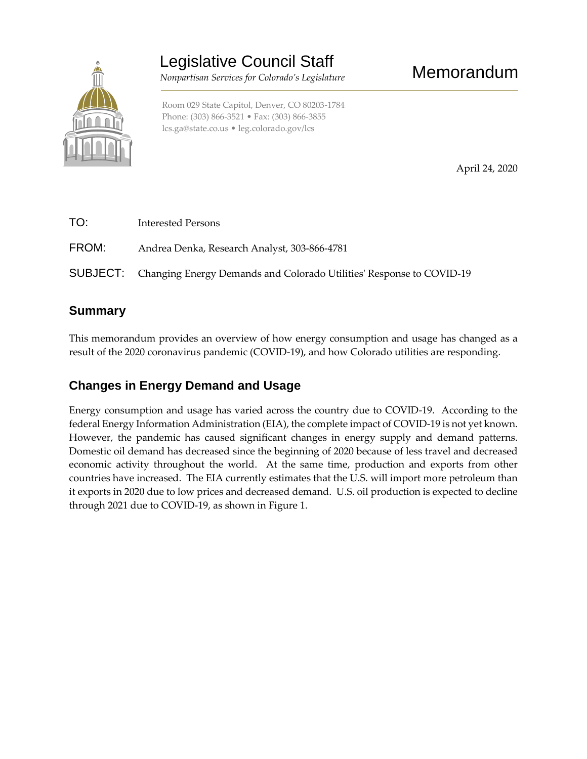# Legislative Council Staff

*Nonpartisan Services for Colorado's Legislature*

# Memorandum

Room 029 State Capitol, Denver, CO 80203-1784
Phone: (303) 866-3521 • Fax: (303) 866-3855
lcs.ga@state.co.us • leg.colorado.gov/lcs

April 24, 2020

TO: Interested Persons

FROM: Andrea Denka, Research Analyst, 303-866-4781

SUBJECT: Changing Energy Demands and Colorado Utilities' Response to COVID-19

## Summary

This memorandum provides an overview of how energy consumption and usage has changed as a result of the 2020 coronavirus pandemic (COVID-19), and how Colorado utilities are responding.

## Changes in Energy Demand and Usage

Energy consumption and usage has varied across the country due to COVID-19. According to the federal Energy Information Administration (EIA), the complete impact of COVID-19 is not yet known. However, the pandemic has caused significant changes in energy supply and demand patterns. Domestic oil demand has decreased since the beginning of 2020 because of less travel and decreased economic activity throughout the world. At the same time, production and exports from other countries have increased. The EIA currently estimates that the U.S. will import more petroleum than it exports in 2020 due to low prices and decreased demand. U.S. oil production is expected to decline through 2021 due to COVID-19, as shown in Figure 1.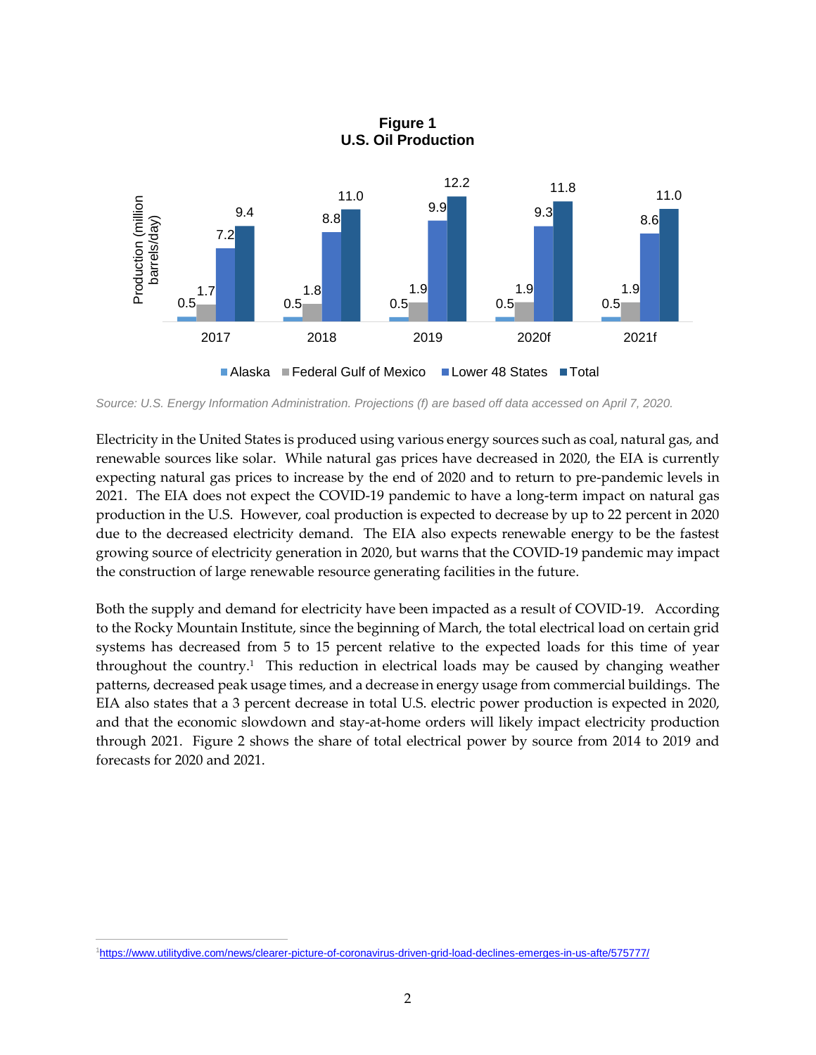**Figure 1**
**U.S. Oil Production**

| Year | Alaska | Federal Gulf of Mexico | Lower 48 States | Total |
|---|---|---|---|---|
| 2017 | 0.5 | 1.7 | 7.2 | 9.4 |
| 2018 | 0.5 | 1.8 | 8.8 | 11.0 |
| 2019 | 0.5 | 1.9 | 9.9 | 12.2 |
| 2020f | 0.5 | 1.9 | 9.3 | 11.8 |
| 2021f | 0.5 | 1.9 | 8.6 | 11.0 |

Production (million barrels/day)

*Source: U.S. Energy Information Administration. Projections (f) are based off data accessed on April 7, 2020.*

Electricity in the United States is produced using various energy sources such as coal, natural gas, and renewable sources like solar. While natural gas prices have decreased in 2020, the EIA is currently expecting natural gas prices to increase by the end of 2020 and to return to pre-pandemic levels in 2021. The EIA does not expect the COVID-19 pandemic to have a long-term impact on natural gas production in the U.S. However, coal production is expected to decrease by up to 22 percent in 2020 due to the decreased electricity demand. The EIA also expects renewable energy to be the fastest growing source of electricity generation in 2020, but warns that the COVID-19 pandemic may impact the construction of large renewable resource generating facilities in the future.

Both the supply and demand for electricity have been impacted as a result of COVID-19. According to the Rocky Mountain Institute, since the beginning of March, the total electrical load on certain grid systems has decreased from 5 to 15 percent relative to the expected loads for this time of year throughout the country.[1] This reduction in electrical loads may be caused by changing weather patterns, decreased peak usage times, and a decrease in energy usage from commercial buildings. The EIA also states that a 3 percent decrease in total U.S. electric power production is expected in 2020, and that the economic slowdown and stay-at-home orders will likely impact electricity production through 2021. Figure 2 shows the share of total electrical power by source from 2014 to 2019 and forecasts for 2020 and 2021.

[1] https://www.utilitydive.com/news/clearer-picture-of-coronavirus-driven-grid-load-declines-emerges-in-us-afte/575777/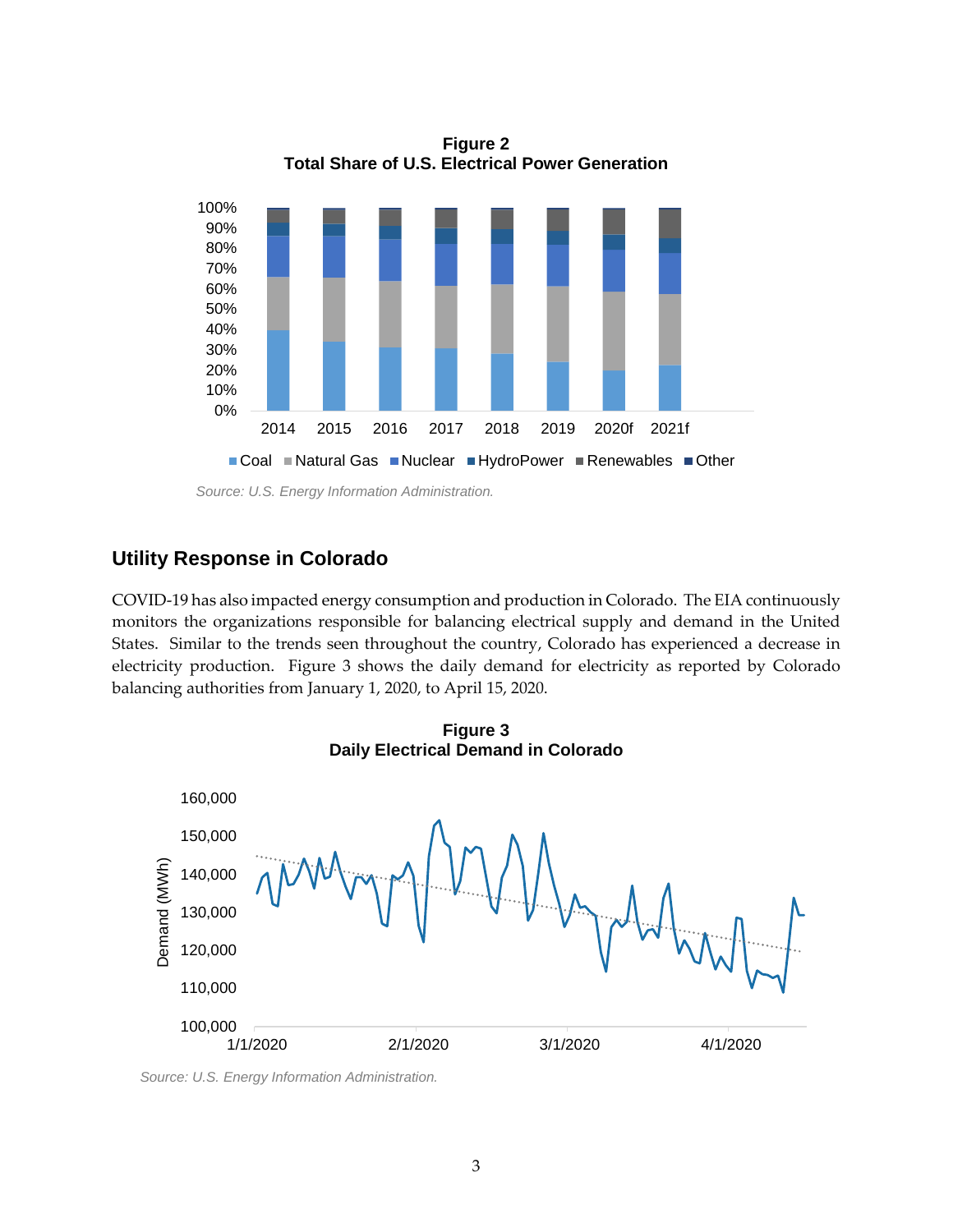**Figure 2**
**Total Share of U.S. Electrical Power Generation**

*Source: U.S. Energy Information Administration.*

## Utility Response in Colorado

COVID-19 has also impacted energy consumption and production in Colorado. The EIA continuously monitors the organizations responsible for balancing electrical supply and demand in the United States. Similar to the trends seen throughout the country, Colorado has experienced a decrease in electricity production. Figure 3 shows the daily demand for electricity as reported by Colorado balancing authorities from January 1, 2020, to April 15, 2020.

**Figure 3**
**Daily Electrical Demand in Colorado**

*Source: U.S. Energy Information Administration.*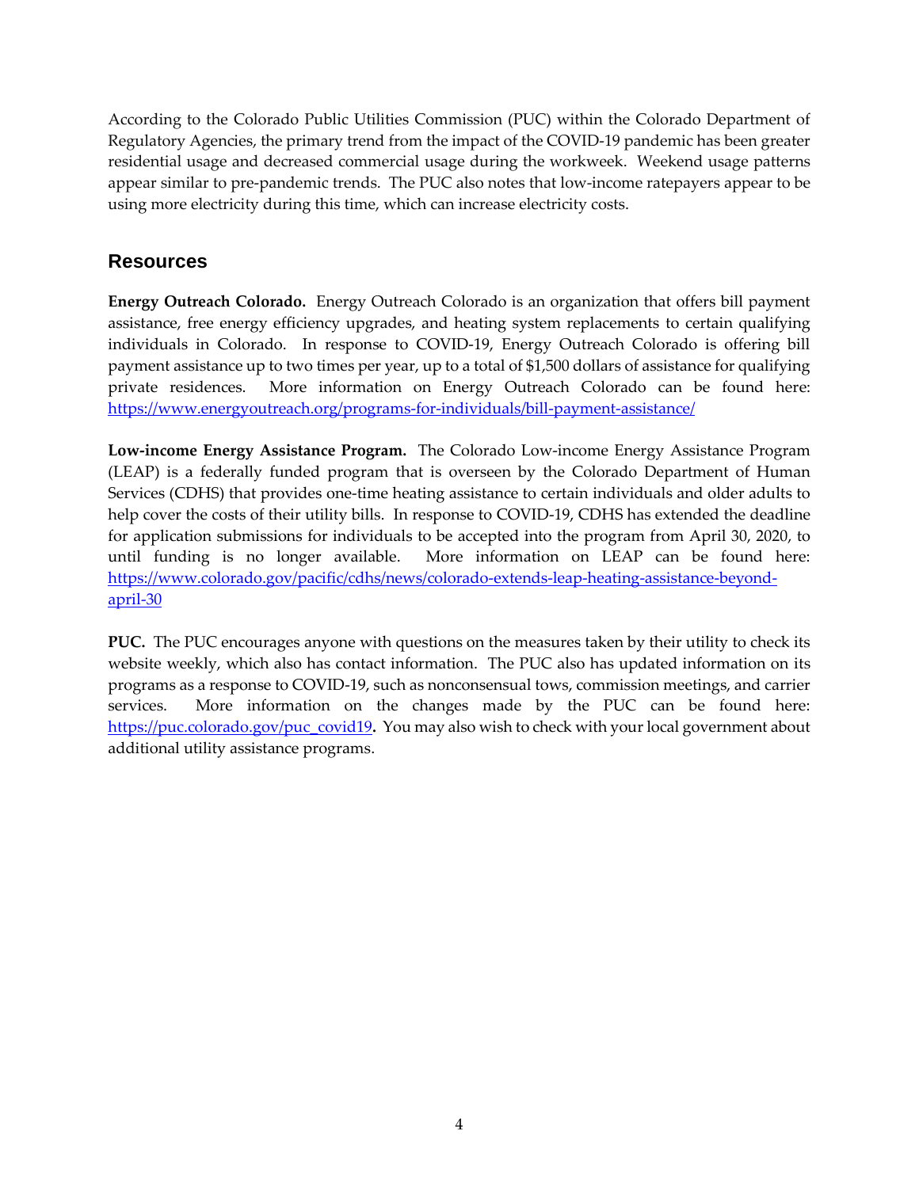According to the Colorado Public Utilities Commission (PUC) within the Colorado Department of Regulatory Agencies, the primary trend from the impact of the COVID-19 pandemic has been greater residential usage and decreased commercial usage during the workweek. Weekend usage patterns appear similar to pre-pandemic trends. The PUC also notes that low-income ratepayers appear to be using more electricity during this time, which can increase electricity costs.

## Resources

**Energy Outreach Colorado.** Energy Outreach Colorado is an organization that offers bill payment assistance, free energy efficiency upgrades, and heating system replacements to certain qualifying individuals in Colorado. In response to COVID-19, Energy Outreach Colorado is offering bill payment assistance up to two times per year, up to a total of $1,500 dollars of assistance for qualifying private residences. More information on Energy Outreach Colorado can be found here: https://www.energyoutreach.org/programs-for-individuals/bill-payment-assistance/

**Low-income Energy Assistance Program.** The Colorado Low-income Energy Assistance Program (LEAP) is a federally funded program that is overseen by the Colorado Department of Human Services (CDHS) that provides one-time heating assistance to certain individuals and older adults to help cover the costs of their utility bills. In response to COVID-19, CDHS has extended the deadline for application submissions for individuals to be accepted into the program from April 30, 2020, to until funding is no longer available. More information on LEAP can be found here: https://www.colorado.gov/pacific/cdhs/news/colorado-extends-leap-heating-assistance-beyond-april-30

**PUC.** The PUC encourages anyone with questions on the measures taken by their utility to check its website weekly, which also has contact information. The PUC also has updated information on its programs as a response to COVID-19, such as nonconsensual tows, commission meetings, and carrier services. More information on the changes made by the PUC can be found here: https://puc.colorado.gov/puc_covid19**.** You may also wish to check with your local government about additional utility assistance programs.